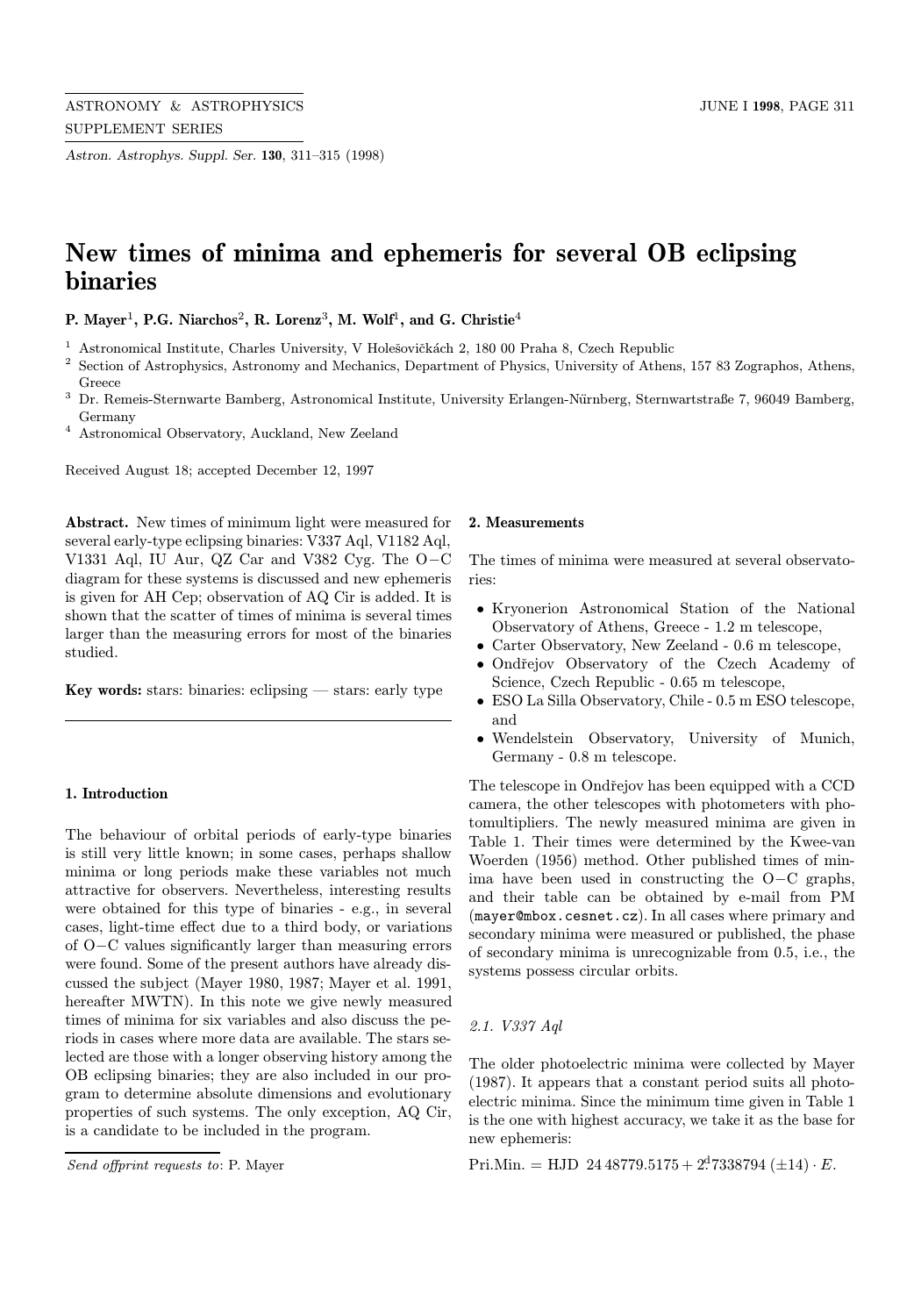# New times of minima and ephemeris for several OB eclipsing binaries

**P. Mayer**[1], **P.G. Niarchos**[2], **R. Lorenz**[3], **M. Wolf**[1], **and G. Christie**[4]

[1] Astronomical Institute, Charles University, V Holešovičkách 2, 180 00 Praha 8, Czech Republic
[2] Section of Astrophysics, Astronomy and Mechanics, Department of Physics, University of Athens, 157 83 Zographos, Athens, Greece
[3] Dr. Remeis-Sternwarte Bamberg, Astronomical Institute, University Erlangen-Nürnberg, Sternwartstraße 7, 96049 Bamberg, Germany
[4] Astronomical Observatory, Auckland, New Zeeland

Received August 18; accepted December 12, 1997

**Abstract.** New times of minimum light were measured for several early-type eclipsing binaries: V337 Aql, V1182 Aql, V1331 Aql, IU Aur, QZ Car and V382 Cyg. The O−C diagram for these systems is discussed and new ephemeris is given for AH Cep; observation of AQ Cir is added. It is shown that the scatter of times of minima is several times larger than the measuring errors for most of the binaries studied.

**Key words:** stars: binaries: eclipsing — stars: early type

## 1. Introduction

The behaviour of orbital periods of early-type binaries is still very little known; in some cases, perhaps shallow minima or long periods make these variables not much attractive for observers. Nevertheless, interesting results were obtained for this type of binaries - e.g., in several cases, light-time effect due to a third body, or variations of O−C values significantly larger than measuring errors were found. Some of the present authors have already discussed the subject (Mayer 1980, 1987; Mayer et al. 1991, hereafter MWTN). In this note we give newly measured times of minima for six variables and also discuss the periods in cases where more data are available. The stars selected are those with a longer observing history among the OB eclipsing binaries; they are also included in our program to determine absolute dimensions and evolutionary properties of such systems. The only exception, AQ Cir, is a candidate to be included in the program.

*Send offprint requests to*: P. Mayer

## 2. Measurements

The times of minima were measured at several observatories:

- Kryonerion Astronomical Station of the National Observatory of Athens, Greece - 1.2 m telescope,
- Carter Observatory, New Zeeland - 0.6 m telescope,
- Ondřejov Observatory of the Czech Academy of Science, Czech Republic - 0.65 m telescope,
- ESO La Silla Observatory, Chile - 0.5 m ESO telescope, and
- Wendelstein Observatory, University of Munich, Germany - 0.8 m telescope.

The telescope in Ondřejov has been equipped with a CCD camera, the other telescopes with photometers with photomultipliers. The newly measured minima are given in Table 1. Their times were determined by the Kwee-van Woerden (1956) method. Other published times of minima have been used in constructing the O−C graphs, and their table can be obtained by e-mail from PM (mayer@mbox.cesnet.cz). In all cases where primary and secondary minima were measured or published, the phase of secondary minima is unrecognizable from 0.5, i.e., the systems possess circular orbits.

### 2.1. V337 Aql

The older photoelectric minima were collected by Mayer (1987). It appears that a constant period suits all photoelectric minima. Since the minimum time given in Table 1 is the one with highest accuracy, we take it as the base for new ephemeris:

$$\text{Pri.Min.} = \text{HJD } 24\,48779.5175 + 2\overset{\text{d}}{.}7338794\ (\pm 14) \cdot E.$$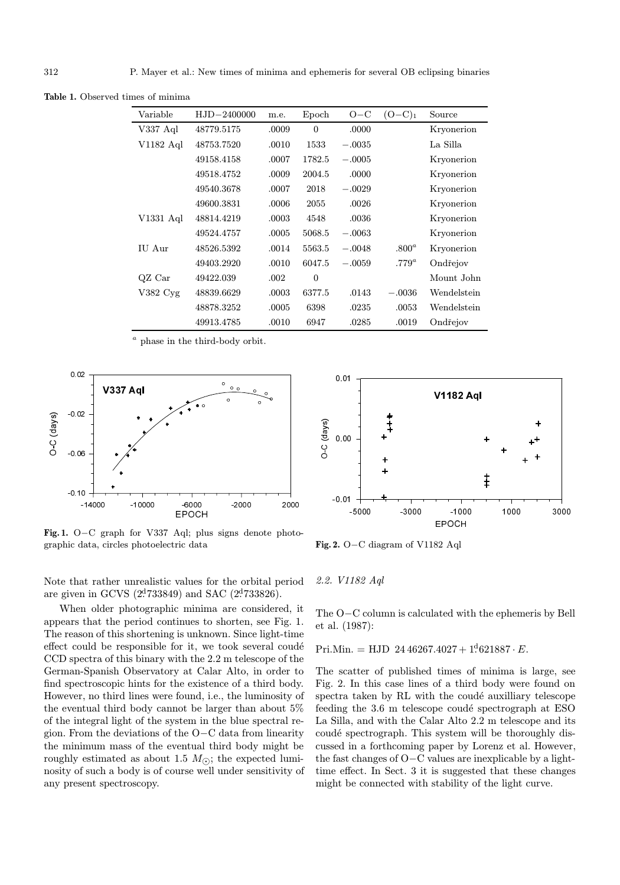**Table 1.** Observed times of minima

| Variable | HJD−2400000 | m.e. | Epoch | O−C | $(O−C)_1$ | Source |
|---|---|---|---|---|---|---|
| V337 Aql | 48779.5175 | .0009 | 0 | .0000 | | Kryonerion |
| V1182 Aql | 48753.7520 | .0010 | 1533 | −.0035 | | La Silla |
| | 49158.4158 | .0007 | 1782.5 | −.0005 | | Kryonerion |
| | 49518.4752 | .0009 | 2004.5 | .0000 | | Kryonerion |
| | 49540.3678 | .0007 | 2018 | −.0029 | | Kryonerion |
| | 49600.3831 | .0006 | 2055 | .0026 | | Kryonerion |
| V1331 Aql | 48814.4219 | .0003 | 4548 | .0036 | | Kryonerion |
| | 49524.4757 | .0005 | 5068.5 | −.0063 | | Kryonerion |
| IU Aur | 48526.5392 | .0014 | 5563.5 | −.0048 | .800[a] | Kryonerion |
| | 49403.2920 | .0010 | 6047.5 | −.0059 | .779[a] | Ondřejov |
| QZ Car | 49422.039 | .002 | 0 | | | Mount John |
| V382 Cyg | 48839.6629 | .0003 | 6377.5 | .0143 | −.0036 | Wendelstein |
| | 48878.3252 | .0005 | 6398 | .0235 | .0053 | Wendelstein |
| | 49913.4785 | .0010 | 6947 | .0285 | .0019 | Ondřejov |

[a] phase in the third-body orbit.

**Fig. 1.** O−C graph for V337 Aql; plus signs denote photographic data, circles photoelectric data

**Fig. 2.** O−C diagram of V1182 Aql

Note that rather unrealistic values for the orbital period are given in GCVS ($2^{\mathrm{d}}.733849$) and SAC ($2^{\mathrm{d}}.733826$).

When older photographic minima are considered, it appears that the period continues to shorten, see Fig. 1. The reason of this shortening is unknown. Since light-time effect could be responsible for it, we took several coudé CCD spectra of this binary with the 2.2 m telescope of the German-Spanish Observatory at Calar Alto, in order to find spectroscopic hints for the existence of a third body. However, no third lines were found, i.e., the luminosity of the eventual third body cannot be larger than about 5% of the integral light of the system in the blue spectral region. From the deviations of the O−C data from linearity the minimum mass of the eventual third body might be roughly estimated as about 1.5 $M_{\odot}$; the expected luminosity of such a body is of course well under sensitivity of any present spectroscopy.

### 2.2. V1182 Aql

The O−C column is calculated with the ephemeris by Bell et al. (1987):

$$\text{Pri.Min.} = \text{HJD } 24\,46267.4027 + 1^{\mathrm{d}}.621887 \cdot E.$$

The scatter of published times of minima is large, see Fig. 2. In this case lines of a third body were found on spectra taken by RL with the coudé auxilliary telescope feeding the 3.6 m telescope coudé spectrograph at ESO La Silla, and with the Calar Alto 2.2 m telescope and its coudé spectrograph. This system will be thoroughly discussed in a forthcoming paper by Lorenz et al. However, the fast changes of O−C values are inexplicable by a light-time effect. In Sect. 3 it is suggested that these changes might be connected with stability of the light curve.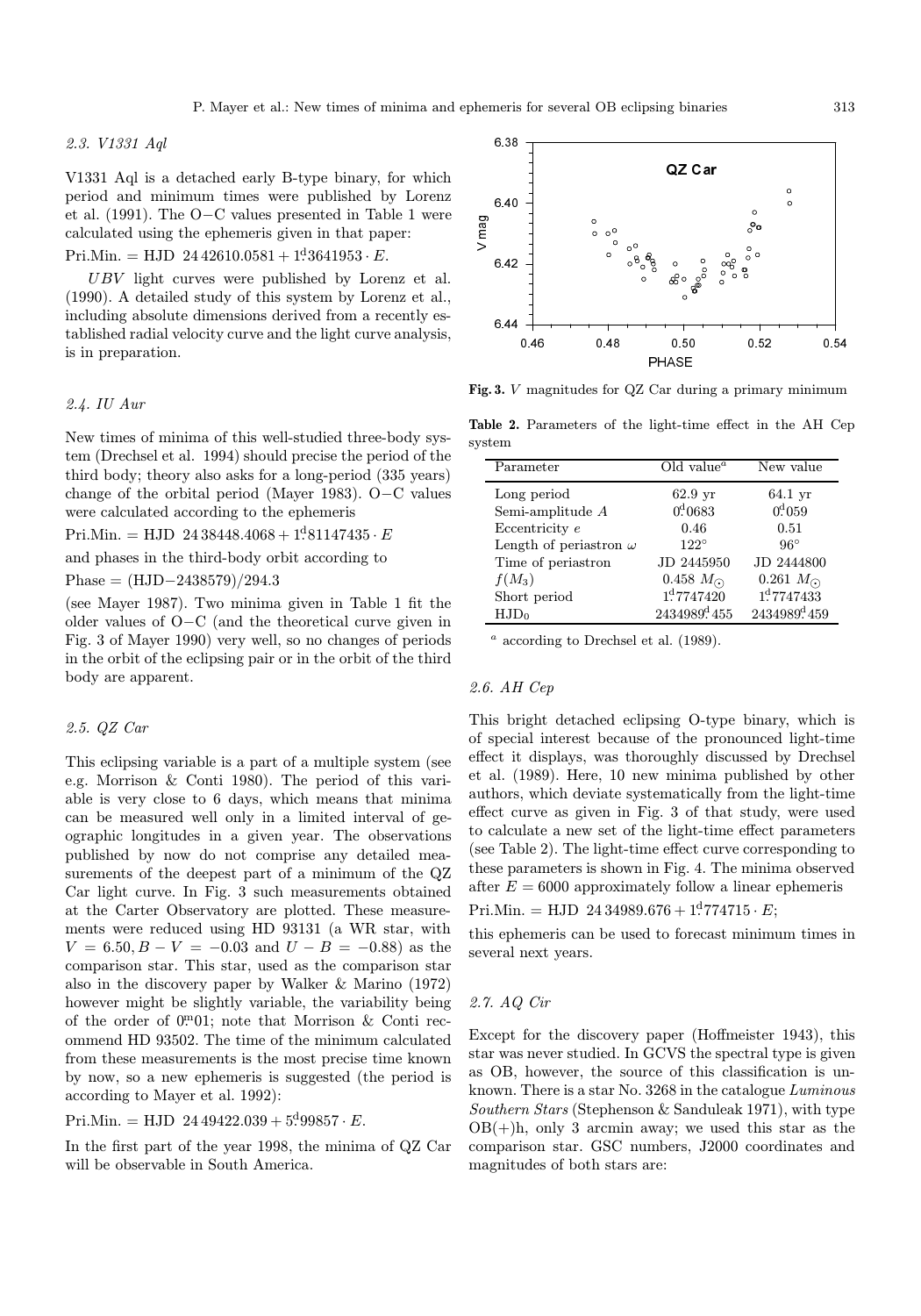### 2.3. V1331 Aql

V1331 Aql is a detached early B-type binary, for which period and minimum times were published by Lorenz et al. (1991). The O−C values presented in Table 1 were calculated using the ephemeris given in that paper:

Pri.Min. = HJD $2442610.0581 + 1\overset{\mathrm{d}}{.}3641953 \cdot E$.

*UBV* light curves were published by Lorenz et al. (1990). A detailed study of this system by Lorenz et al., including absolute dimensions derived from a recently established radial velocity curve and the light curve analysis, is in preparation.

### 2.4. IU Aur

New times of minima of this well-studied three-body system (Drechsel et al. 1994) should precise the period of the third body; theory also asks for a long-period (335 years) change of the orbital period (Mayer 1983). O−C values were calculated according to the ephemeris

Pri.Min. = HJD $2438448.4068 + 1\overset{\mathrm{d}}{.}81147435 \cdot E$

and phases in the third-body orbit according to

Phase = (HJD−2438579)/294.3

(see Mayer 1987). Two minima given in Table 1 fit the older values of O−C (and the theoretical curve given in Fig. 3 of Mayer 1990) very well, so no changes of periods in the orbit of the eclipsing pair or in the orbit of the third body are apparent.

### 2.5. QZ Car

This eclipsing variable is a part of a multiple system (see e.g. Morrison & Conti 1980). The period of this variable is very close to 6 days, which means that minima can be measured well only in a limited interval of geographic longitudes in a given year. The observations published by now do not comprise any detailed measurements of the deepest part of a minimum of the QZ Car light curve. In Fig. 3 such measurements obtained at the Carter Observatory are plotted. These measurements were reduced using HD 93131 (a WR star, with $V = 6.50, B - V = -0.03$ and $U - B = -0.88$) as the comparison star. This star, used as the comparison star also in the discovery paper by Walker & Marino (1972) however might be slightly variable, the variability being of the order of $0\overset{\mathrm{m}}{.}01$; note that Morrison & Conti recommend HD 93502. The time of the minimum calculated from these measurements is the most precise time known by now, so a new ephemeris is suggested (the period is according to Mayer et al. 1992):

Pri.Min. = HJD $2449422.039 + 5\overset{\mathrm{d}}{.}99857 \cdot E$.

In the first part of the year 1998, the minima of QZ Car will be observable in South America.

**Fig. 3.** $V$ magnitudes for QZ Car during a primary minimum

**Table 2.** Parameters of the light-time effect in the AH Cep system

| Parameter | Old value[a] | New value |
|---|---|---|
| Long period | 62.9 yr | 64.1 yr |
| Semi-amplitude $A$ | $0\overset{\mathrm{d}}{.}0683$ | $0\overset{\mathrm{d}}{.}059$ |
| Eccentricity $e$ | 0.46 | 0.51 |
| Length of periastron $\omega$ | $122^\circ$ | $96^\circ$ |
| Time of periastron | JD 2445950 | JD 2444800 |
| $f(M_3)$ | 0.458 $M_\odot$ | 0.261 $M_\odot$ |
| Short period | $1\overset{\mathrm{d}}{.}7747420$ | $1\overset{\mathrm{d}}{.}7747433$ |
| $\mathrm{HJD}_0$ | $2434989\overset{\mathrm{d}}{.}455$ | $2434989\overset{\mathrm{d}}{.}459$ |

[a] according to Drechsel et al. (1989).

### 2.6. AH Cep

This bright detached eclipsing O-type binary, which is of special interest because of the pronounced light-time effect it displays, was thoroughly discussed by Drechsel et al. (1989). Here, 10 new minima published by other authors, which deviate systematically from the light-time effect curve as given in Fig. 3 of that study, were used to calculate a new set of the light-time effect parameters (see Table 2). The light-time effect curve corresponding to these parameters is shown in Fig. 4. The minima observed after $E = 6000$ approximately follow a linear ephemeris

Pri.Min. = HJD $2434989.676 + 1\overset{\mathrm{d}}{.}774715 \cdot E$;

this ephemeris can be used to forecast minimum times in several next years.

### 2.7. AQ Cir

Except for the discovery paper (Hoffmeister 1943), this star was never studied. In GCVS the spectral type is given as OB, however, the source of this classification is unknown. There is a star No. 3268 in the catalogue *Luminous Southern Stars* (Stephenson & Sanduleak 1971), with type OB(+)h, only 3 arcmin away; we used this star as the comparison star. GSC numbers, J2000 coordinates and magnitudes of both stars are: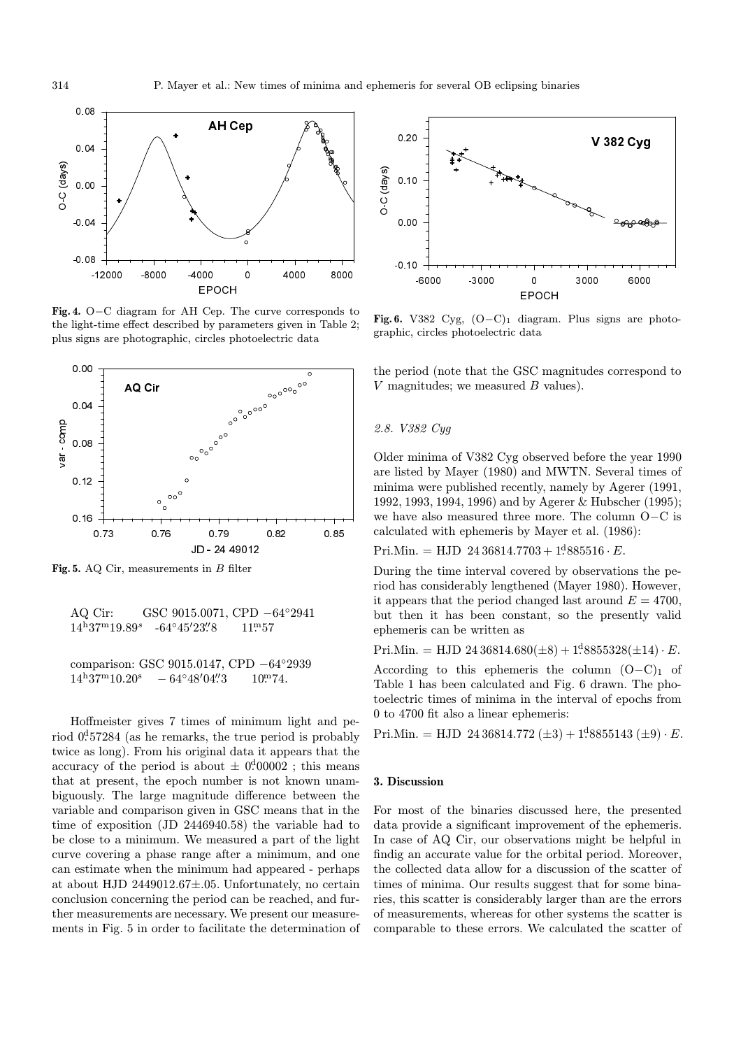**Fig. 4.** O−C diagram for AH Cep. The curve corresponds to the light-time effect described by parameters given in Table 2; plus signs are photographic, circles photoelectric data

**Fig. 5.** AQ Cir, measurements in $B$ filter

AQ Cir: GSC 9015.0071, CPD −64°2941
$14^{h}37^{m}19.89^{s}$ -64°45′23.″8 $11^{m}.57$

comparison: GSC 9015.0147, CPD −64°2939
$14^{h}37^{m}10.20^{s}$ − 64°48′04.″3 $10^{m}.74$.

Hoffmeister gives 7 times of minimum light and period $0^{d}.57284$ (as he remarks, the true period is probably twice as long). From his original data it appears that the accuracy of the period is about $\pm\ 0^{d}.00002$ ; this means that at present, the epoch number is not known unambiguously. The large magnitude difference between the variable and comparison given in GSC means that in the time of exposition (JD 2446940.58) the variable had to be close to a minimum. We measured a part of the light curve covering a phase range after a minimum, and one can estimate when the minimum had appeared - perhaps at about HJD 2449012.67±.05. Unfortunately, no certain conclusion concerning the period can be reached, and further measurements are necessary. We present our measurements in Fig. 5 in order to facilitate the determination of

**Fig. 6.** V382 Cyg, $(\mathrm{O-C})_1$ diagram. Plus signs are photographic, circles photoelectric data

the period (note that the GSC magnitudes correspond to $V$ magnitudes; we measured $B$ values).

### *2.8. V382 Cyg*

Older minima of V382 Cyg observed before the year 1990 are listed by Mayer (1980) and MWTN. Several times of minima were published recently, namely by Agerer (1991, 1992, 1993, 1994, 1996) and by Agerer & Hubscher (1995); we have also measured three more. The column O−C is calculated with ephemeris by Mayer et al. (1986):

$$\mathrm{Pri.Min.} = \mathrm{HJD}\ 24\,36814.7703 + 1^{d}.885516 \cdot E.$$

During the time interval covered by observations the period has considerably lengthened (Mayer 1980). However, it appears that the period changed last around $E = 4700$, but then it has been constant, so the presently valid ephemeris can be written as

$$\mathrm{Pri.Min.} = \mathrm{HJD}\ 24\,36814.680(\pm 8) + 1^{d}.8855328(\pm 14) \cdot E.$$

According to this ephemeris the column $(\mathrm{O-C})_1$ of Table 1 has been calculated and Fig. 6 drawn. The photoelectric times of minima in the interval of epochs from 0 to 4700 fit also a linear ephemeris:

$$\mathrm{Pri.Min.} = \mathrm{HJD}\ 24\,36814.772\ (\pm 3) + 1^{d}.8855143\ (\pm 9) \cdot E.$$

## 3. Discussion

For most of the binaries discussed here, the presented data provide a significant improvement of the ephemeris. In case of AQ Cir, our observations might be helpful in findig an accurate value for the orbital period. Moreover, the collected data allow for a discussion of the scatter of times of minima. Our results suggest that for some binaries, this scatter is considerably larger than are the errors of measurements, whereas for other systems the scatter is comparable to these errors. We calculated the scatter of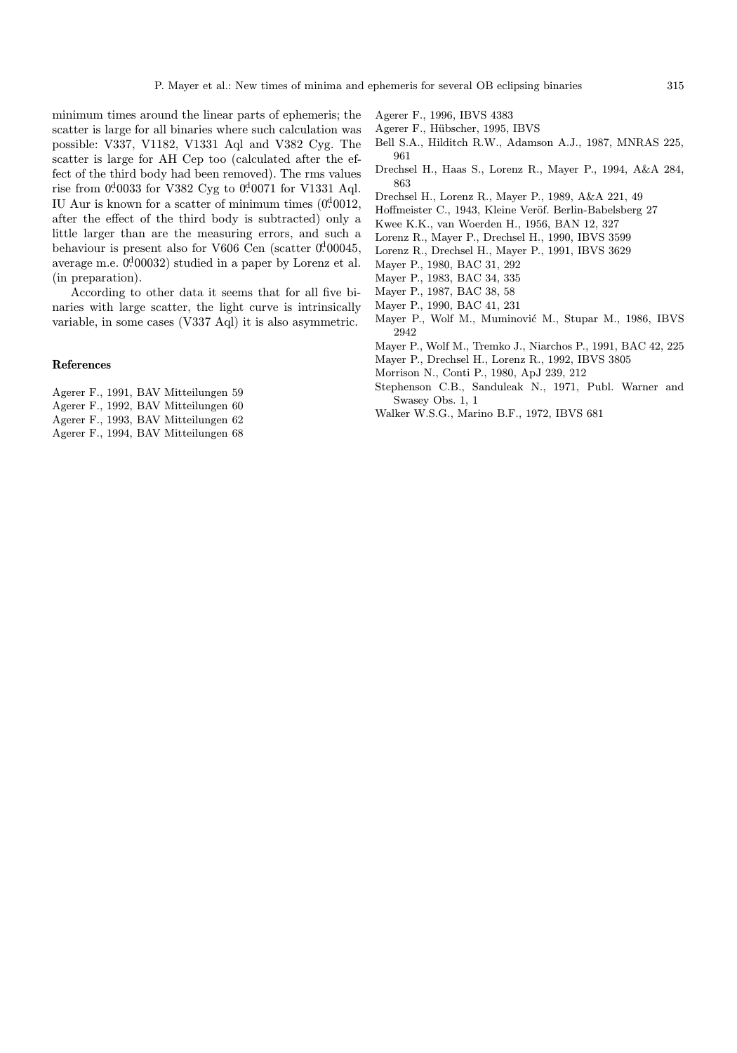minimum times around the linear parts of ephemeris; the scatter is large for all binaries where such calculation was possible: V337, V1182, V1331 Aql and V382 Cyg. The scatter is large for AH Cep too (calculated after the effect of the third body had been removed). The rms values rise from $0^{\rm d}\!.0033$ for V382 Cyg to $0^{\rm d}\!.0071$ for V1331 Aql. IU Aur is known for a scatter of minimum times ($0^{\rm d}\!.0012$, after the effect of the third body is subtracted) only a little larger than are the measuring errors, and such a behaviour is present also for V606 Cen (scatter $0^{\rm d}\!.00045$, average m.e. $0^{\rm d}\!.00032$) studied in a paper by Lorenz et al. (in preparation).

According to other data it seems that for all five binaries with large scatter, the light curve is intrinsically variable, in some cases (V337 Aql) it is also asymmetric.

## References

Agerer F., 1991, BAV Mitteilungen 59
Agerer F., 1992, BAV Mitteilungen 60
Agerer F., 1993, BAV Mitteilungen 62
Agerer F., 1994, BAV Mitteilungen 68
Agerer F., 1996, IBVS 4383
Agerer F., Hübscher, 1995, IBVS
Bell S.A., Hilditch R.W., Adamson A.J., 1987, MNRAS 225, 961
Drechsel H., Haas S., Lorenz R., Mayer P., 1994, A&A 284, 863
Drechsel H., Lorenz R., Mayer P., 1989, A&A 221, 49
Hoffmeister C., 1943, Kleine Veröf. Berlin-Babelsberg 27
Kwee K.K., van Woerden H., 1956, BAN 12, 327
Lorenz R., Mayer P., Drechsel H., 1990, IBVS 3599
Lorenz R., Drechsel H., Mayer P., 1991, IBVS 3629
Mayer P., 1980, BAC 31, 292
Mayer P., 1983, BAC 34, 335
Mayer P., 1987, BAC 38, 58
Mayer P., 1990, BAC 41, 231
Mayer P., Wolf M., Muminović M., Stupar M., 1986, IBVS 2942
Mayer P., Wolf M., Tremko J., Niarchos P., 1991, BAC 42, 225
Mayer P., Drechsel H., Lorenz R., 1992, IBVS 3805
Morrison N., Conti P., 1980, ApJ 239, 212
Stephenson C.B., Sanduleak N., 1971, Publ. Warner and Swasey Obs. 1, 1
Walker W.S.G., Marino B.F., 1972, IBVS 681